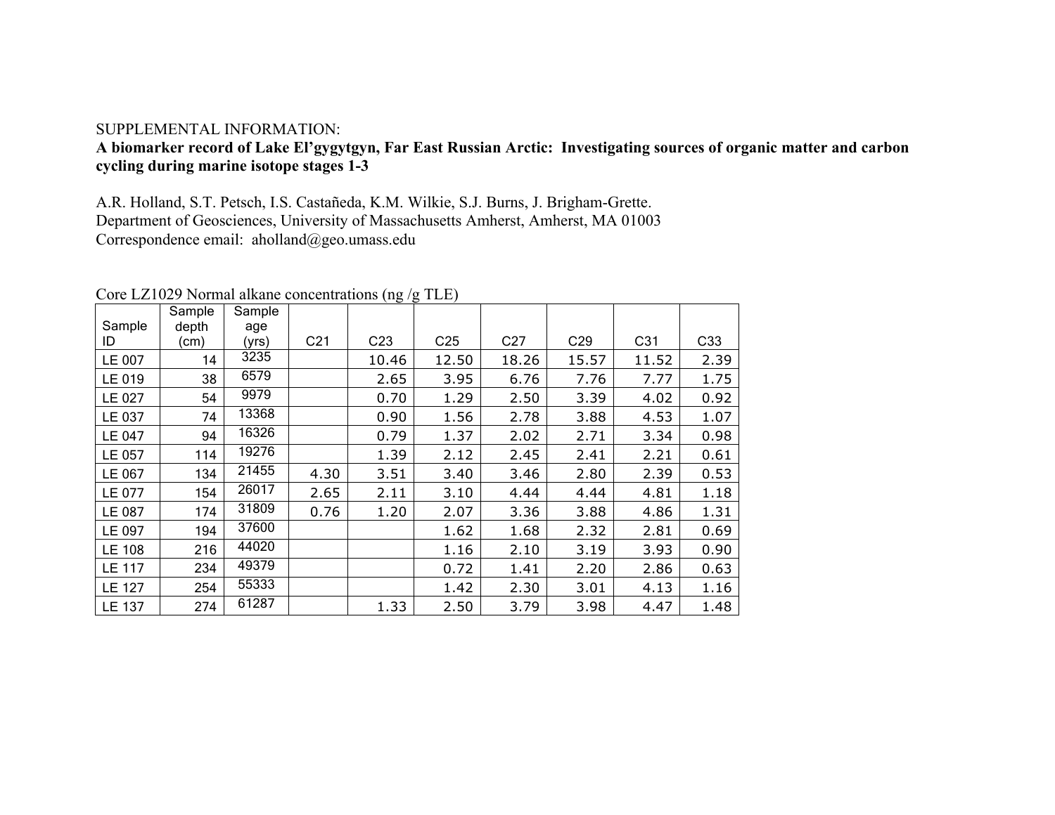SUPPLEMENTAL INFORMATION:

**A biomarker record of Lake El'gygytgyn, Far East Russian Arctic: Investigating sources of organic matter and carbon cycling during marine isotope stages 1-3**

A.R. Holland, S.T. Petsch, I.S. Castañeda, K.M. Wilkie, S.J. Burns, J. Brigham-Grette.
Department of Geosciences, University of Massachusetts Amherst, Amherst, MA 01003
Correspondence email: aholland@geo.umass.edu

Core LZ1029 Normal alkane concentrations (ng /g TLE)

| Sample ID | Sample depth (cm) | Sample age (yrs) | C21 | C23 | C25 | C27 | C29 | C31 | C33 |
|---|---|---|---|---|---|---|---|---|---|
| LE 007 | 14 | 3235 | | 10.46 | 12.50 | 18.26 | 15.57 | 11.52 | 2.39 |
| LE 019 | 38 | 6579 | | 2.65 | 3.95 | 6.76 | 7.76 | 7.77 | 1.75 |
| LE 027 | 54 | 9979 | | 0.70 | 1.29 | 2.50 | 3.39 | 4.02 | 0.92 |
| LE 037 | 74 | 13368 | | 0.90 | 1.56 | 2.78 | 3.88 | 4.53 | 1.07 |
| LE 047 | 94 | 16326 | | 0.79 | 1.37 | 2.02 | 2.71 | 3.34 | 0.98 |
| LE 057 | 114 | 19276 | | 1.39 | 2.12 | 2.45 | 2.41 | 2.21 | 0.61 |
| LE 067 | 134 | 21455 | 4.30 | 3.51 | 3.40 | 3.46 | 2.80 | 2.39 | 0.53 |
| LE 077 | 154 | 26017 | 2.65 | 2.11 | 3.10 | 4.44 | 4.44 | 4.81 | 1.18 |
| LE 087 | 174 | 31809 | 0.76 | 1.20 | 2.07 | 3.36 | 3.88 | 4.86 | 1.31 |
| LE 097 | 194 | 37600 | | | 1.62 | 1.68 | 2.32 | 2.81 | 0.69 |
| LE 108 | 216 | 44020 | | | 1.16 | 2.10 | 3.19 | 3.93 | 0.90 |
| LE 117 | 234 | 49379 | | | 0.72 | 1.41 | 2.20 | 2.86 | 0.63 |
| LE 127 | 254 | 55333 | | | 1.42 | 2.30 | 3.01 | 4.13 | 1.16 |
| LE 137 | 274 | 61287 | | 1.33 | 2.50 | 3.79 | 3.98 | 4.47 | 1.48 |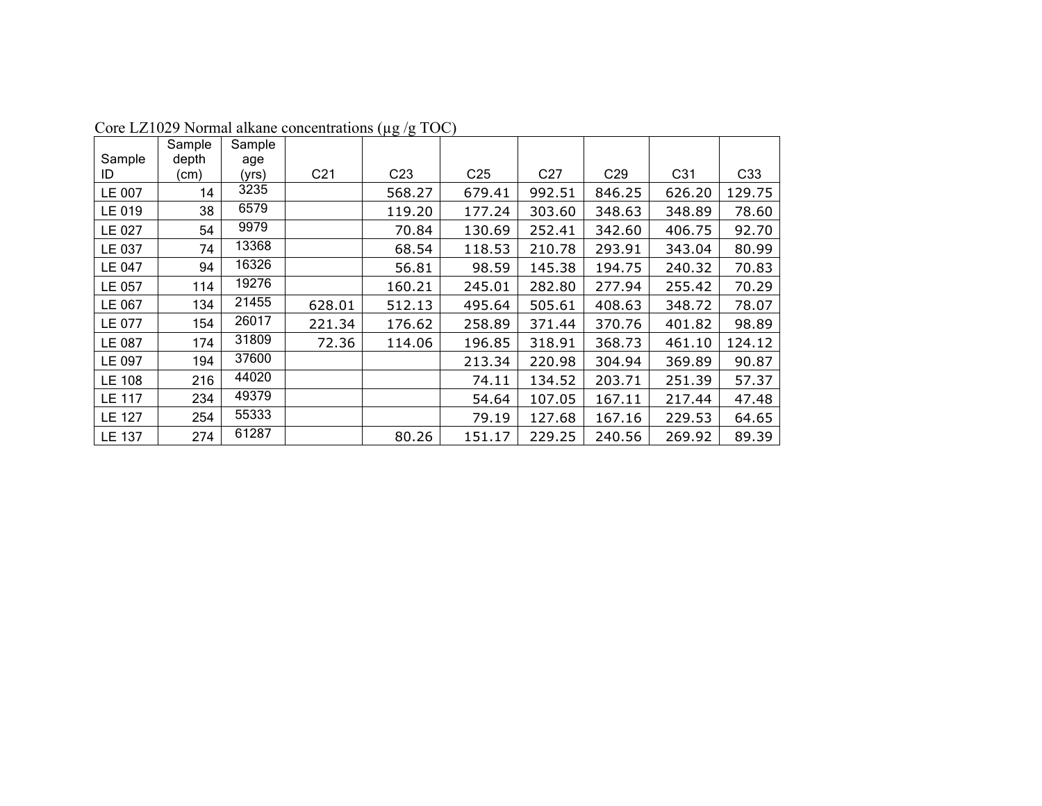Core LZ1029 Normal alkane concentrations (µg /g TOC)

| Sample ID | Sample depth (cm) | Sample age (yrs) | C21 | C23 | C25 | C27 | C29 | C31 | C33 |
|---|---|---|---|---|---|---|---|---|---|
| LE 007 | 14 | 3235 | | 568.27 | 679.41 | 992.51 | 846.25 | 626.20 | 129.75 |
| LE 019 | 38 | 6579 | | 119.20 | 177.24 | 303.60 | 348.63 | 348.89 | 78.60 |
| LE 027 | 54 | 9979 | | 70.84 | 130.69 | 252.41 | 342.60 | 406.75 | 92.70 |
| LE 037 | 74 | 13368 | | 68.54 | 118.53 | 210.78 | 293.91 | 343.04 | 80.99 |
| LE 047 | 94 | 16326 | | 56.81 | 98.59 | 145.38 | 194.75 | 240.32 | 70.83 |
| LE 057 | 114 | 19276 | | 160.21 | 245.01 | 282.80 | 277.94 | 255.42 | 70.29 |
| LE 067 | 134 | 21455 | 628.01 | 512.13 | 495.64 | 505.61 | 408.63 | 348.72 | 78.07 |
| LE 077 | 154 | 26017 | 221.34 | 176.62 | 258.89 | 371.44 | 370.76 | 401.82 | 98.89 |
| LE 087 | 174 | 31809 | 72.36 | 114.06 | 196.85 | 318.91 | 368.73 | 461.10 | 124.12 |
| LE 097 | 194 | 37600 | | | 213.34 | 220.98 | 304.94 | 369.89 | 90.87 |
| LE 108 | 216 | 44020 | | | 74.11 | 134.52 | 203.71 | 251.39 | 57.37 |
| LE 117 | 234 | 49379 | | | 54.64 | 107.05 | 167.11 | 217.44 | 47.48 |
| LE 127 | 254 | 55333 | | | 79.19 | 127.68 | 167.16 | 229.53 | 64.65 |
| LE 137 | 274 | 61287 | | 80.26 | 151.17 | 229.25 | 240.56 | 269.92 | 89.39 |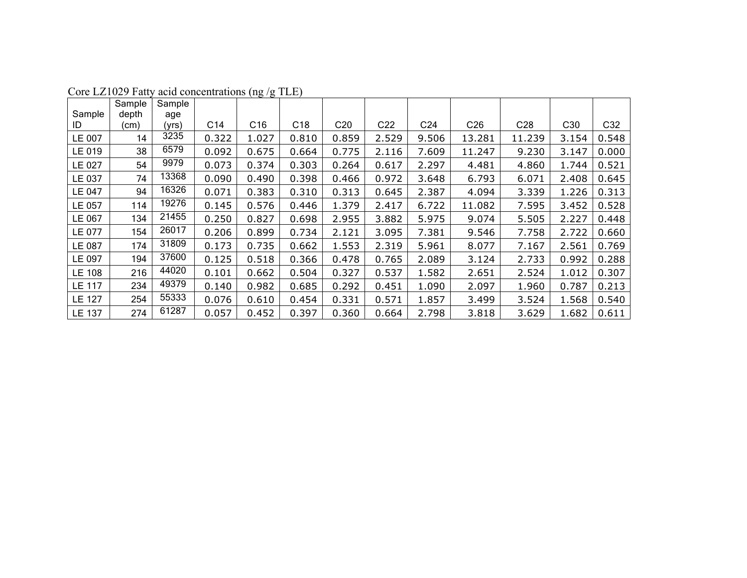Core LZ1029 Fatty acid concentrations (ng /g TLE)

| Sample ID | Sample depth (cm) | Sample age (yrs) | C14 | C16 | C18 | C20 | C22 | C24 | C26 | C28 | C30 | C32 |
|---|---|---|---|---|---|---|---|---|---|---|---|---|
| LE 007 | 14 | 3235 | 0.322 | 1.027 | 0.810 | 0.859 | 2.529 | 9.506 | 13.281 | 11.239 | 3.154 | 0.548 |
| LE 019 | 38 | 6579 | 0.092 | 0.675 | 0.664 | 0.775 | 2.116 | 7.609 | 11.247 | 9.230 | 3.147 | 0.000 |
| LE 027 | 54 | 9979 | 0.073 | 0.374 | 0.303 | 0.264 | 0.617 | 2.297 | 4.481 | 4.860 | 1.744 | 0.521 |
| LE 037 | 74 | 13368 | 0.090 | 0.490 | 0.398 | 0.466 | 0.972 | 3.648 | 6.793 | 6.071 | 2.408 | 0.645 |
| LE 047 | 94 | 16326 | 0.071 | 0.383 | 0.310 | 0.313 | 0.645 | 2.387 | 4.094 | 3.339 | 1.226 | 0.313 |
| LE 057 | 114 | 19276 | 0.145 | 0.576 | 0.446 | 1.379 | 2.417 | 6.722 | 11.082 | 7.595 | 3.452 | 0.528 |
| LE 067 | 134 | 21455 | 0.250 | 0.827 | 0.698 | 2.955 | 3.882 | 5.975 | 9.074 | 5.505 | 2.227 | 0.448 |
| LE 077 | 154 | 26017 | 0.206 | 0.899 | 0.734 | 2.121 | 3.095 | 7.381 | 9.546 | 7.758 | 2.722 | 0.660 |
| LE 087 | 174 | 31809 | 0.173 | 0.735 | 0.662 | 1.553 | 2.319 | 5.961 | 8.077 | 7.167 | 2.561 | 0.769 |
| LE 097 | 194 | 37600 | 0.125 | 0.518 | 0.366 | 0.478 | 0.765 | 2.089 | 3.124 | 2.733 | 0.992 | 0.288 |
| LE 108 | 216 | 44020 | 0.101 | 0.662 | 0.504 | 0.327 | 0.537 | 1.582 | 2.651 | 2.524 | 1.012 | 0.307 |
| LE 117 | 234 | 49379 | 0.140 | 0.982 | 0.685 | 0.292 | 0.451 | 1.090 | 2.097 | 1.960 | 0.787 | 0.213 |
| LE 127 | 254 | 55333 | 0.076 | 0.610 | 0.454 | 0.331 | 0.571 | 1.857 | 3.499 | 3.524 | 1.568 | 0.540 |
| LE 137 | 274 | 61287 | 0.057 | 0.452 | 0.397 | 0.360 | 0.664 | 2.798 | 3.818 | 3.629 | 1.682 | 0.611 |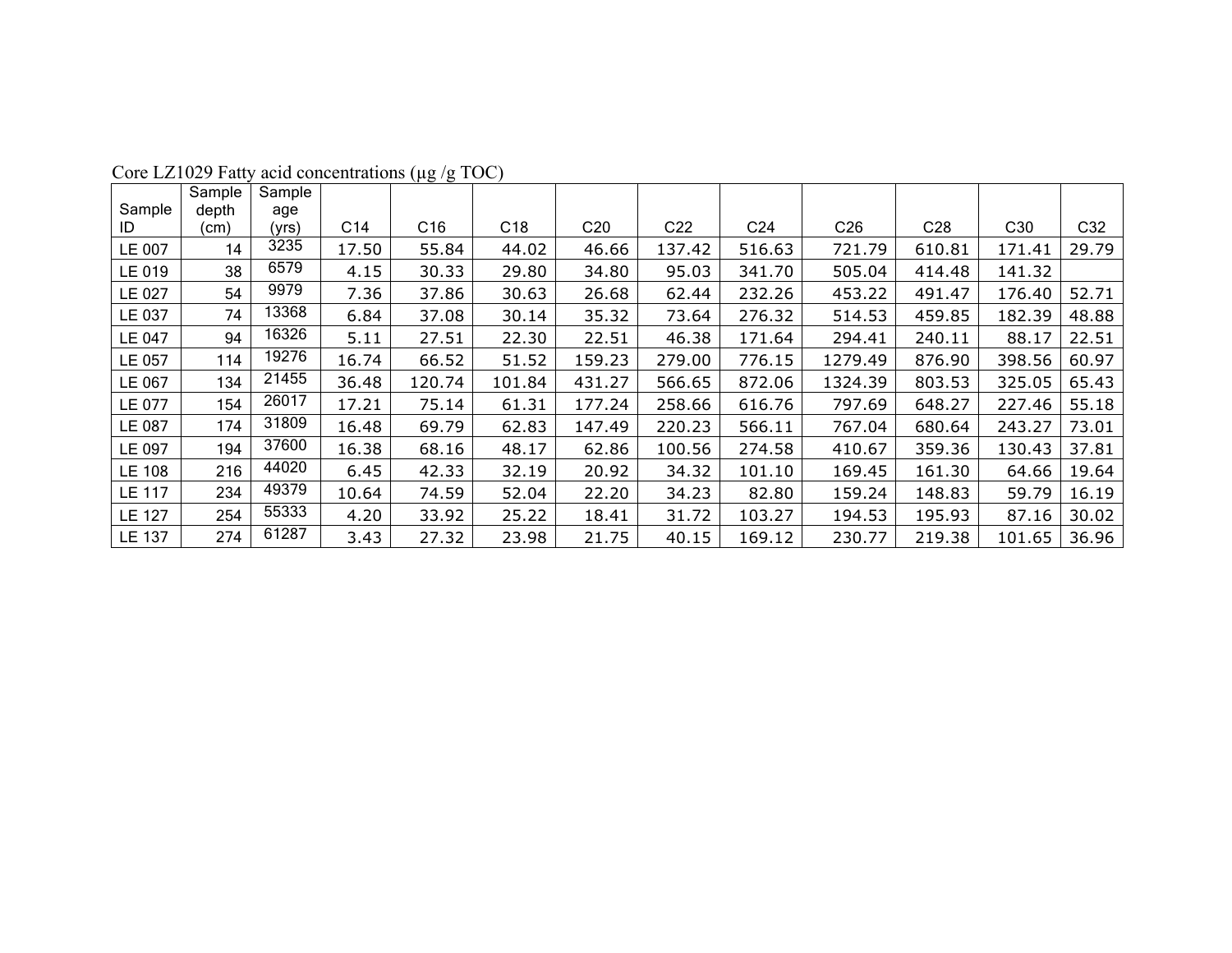Core LZ1029 Fatty acid concentrations (μg /g TOC)

| Sample ID | Sample depth (cm) | Sample age (yrs) | C14 | C16 | C18 | C20 | C22 | C24 | C26 | C28 | C30 | C32 |
|---|---|---|---|---|---|---|---|---|---|---|---|---|
| LE 007 | 14 | 3235 | 17.50 | 55.84 | 44.02 | 46.66 | 137.42 | 516.63 | 721.79 | 610.81 | 171.41 | 29.79 |
| LE 019 | 38 | 6579 | 4.15 | 30.33 | 29.80 | 34.80 | 95.03 | 341.70 | 505.04 | 414.48 | 141.32 | |
| LE 027 | 54 | 9979 | 7.36 | 37.86 | 30.63 | 26.68 | 62.44 | 232.26 | 453.22 | 491.47 | 176.40 | 52.71 |
| LE 037 | 74 | 13368 | 6.84 | 37.08 | 30.14 | 35.32 | 73.64 | 276.32 | 514.53 | 459.85 | 182.39 | 48.88 |
| LE 047 | 94 | 16326 | 5.11 | 27.51 | 22.30 | 22.51 | 46.38 | 171.64 | 294.41 | 240.11 | 88.17 | 22.51 |
| LE 057 | 114 | 19276 | 16.74 | 66.52 | 51.52 | 159.23 | 279.00 | 776.15 | 1279.49 | 876.90 | 398.56 | 60.97 |
| LE 067 | 134 | 21455 | 36.48 | 120.74 | 101.84 | 431.27 | 566.65 | 872.06 | 1324.39 | 803.53 | 325.05 | 65.43 |
| LE 077 | 154 | 26017 | 17.21 | 75.14 | 61.31 | 177.24 | 258.66 | 616.76 | 797.69 | 648.27 | 227.46 | 55.18 |
| LE 087 | 174 | 31809 | 16.48 | 69.79 | 62.83 | 147.49 | 220.23 | 566.11 | 767.04 | 680.64 | 243.27 | 73.01 |
| LE 097 | 194 | 37600 | 16.38 | 68.16 | 48.17 | 62.86 | 100.56 | 274.58 | 410.67 | 359.36 | 130.43 | 37.81 |
| LE 108 | 216 | 44020 | 6.45 | 42.33 | 32.19 | 20.92 | 34.32 | 101.10 | 169.45 | 161.30 | 64.66 | 19.64 |
| LE 117 | 234 | 49379 | 10.64 | 74.59 | 52.04 | 22.20 | 34.23 | 82.80 | 159.24 | 148.83 | 59.79 | 16.19 |
| LE 127 | 254 | 55333 | 4.20 | 33.92 | 25.22 | 18.41 | 31.72 | 103.27 | 194.53 | 195.93 | 87.16 | 30.02 |
| LE 137 | 274 | 61287 | 3.43 | 27.32 | 23.98 | 21.75 | 40.15 | 169.12 | 230.77 | 219.38 | 101.65 | 36.96 |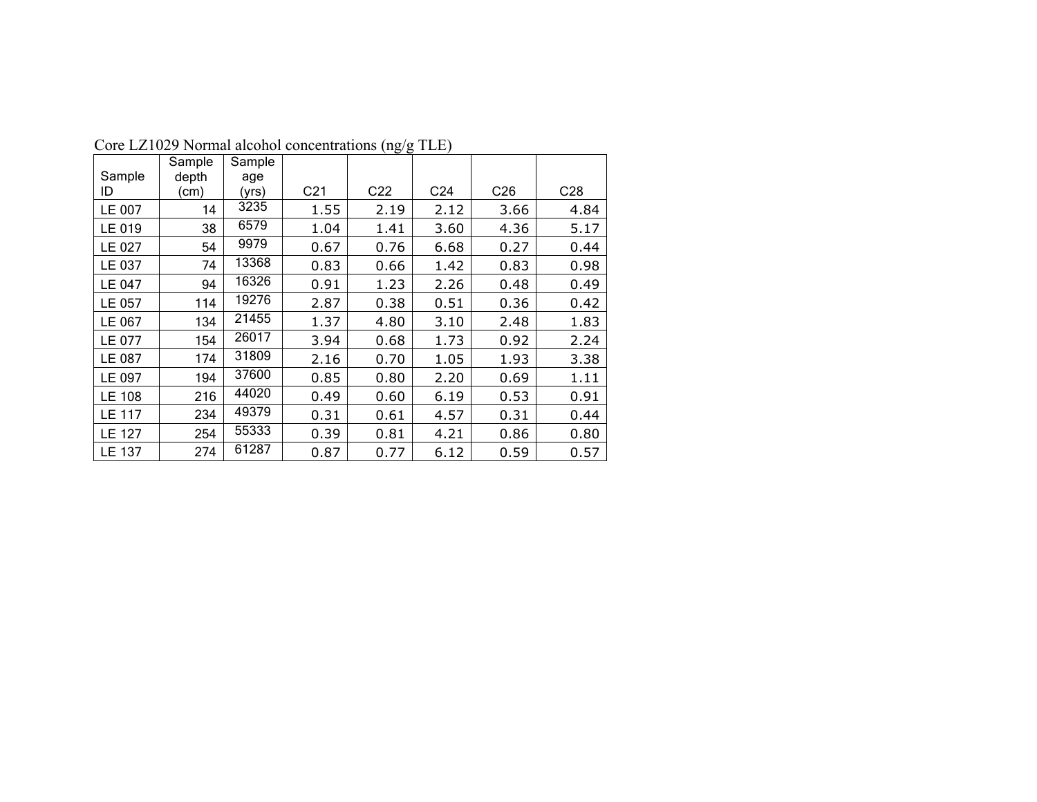Core LZ1029 Normal alcohol concentrations (ng/g TLE)

| Sample ID | Sample depth (cm) | Sample age (yrs) | C21 | C22 | C24 | C26 | C28 |
|---|---|---|---|---|---|---|---|
| LE 007 | 14 | 3235 | 1.55 | 2.19 | 2.12 | 3.66 | 4.84 |
| LE 019 | 38 | 6579 | 1.04 | 1.41 | 3.60 | 4.36 | 5.17 |
| LE 027 | 54 | 9979 | 0.67 | 0.76 | 6.68 | 0.27 | 0.44 |
| LE 037 | 74 | 13368 | 0.83 | 0.66 | 1.42 | 0.83 | 0.98 |
| LE 047 | 94 | 16326 | 0.91 | 1.23 | 2.26 | 0.48 | 0.49 |
| LE 057 | 114 | 19276 | 2.87 | 0.38 | 0.51 | 0.36 | 0.42 |
| LE 067 | 134 | 21455 | 1.37 | 4.80 | 3.10 | 2.48 | 1.83 |
| LE 077 | 154 | 26017 | 3.94 | 0.68 | 1.73 | 0.92 | 2.24 |
| LE 087 | 174 | 31809 | 2.16 | 0.70 | 1.05 | 1.93 | 3.38 |
| LE 097 | 194 | 37600 | 0.85 | 0.80 | 2.20 | 0.69 | 1.11 |
| LE 108 | 216 | 44020 | 0.49 | 0.60 | 6.19 | 0.53 | 0.91 |
| LE 117 | 234 | 49379 | 0.31 | 0.61 | 4.57 | 0.31 | 0.44 |
| LE 127 | 254 | 55333 | 0.39 | 0.81 | 4.21 | 0.86 | 0.80 |
| LE 137 | 274 | 61287 | 0.87 | 0.77 | 6.12 | 0.59 | 0.57 |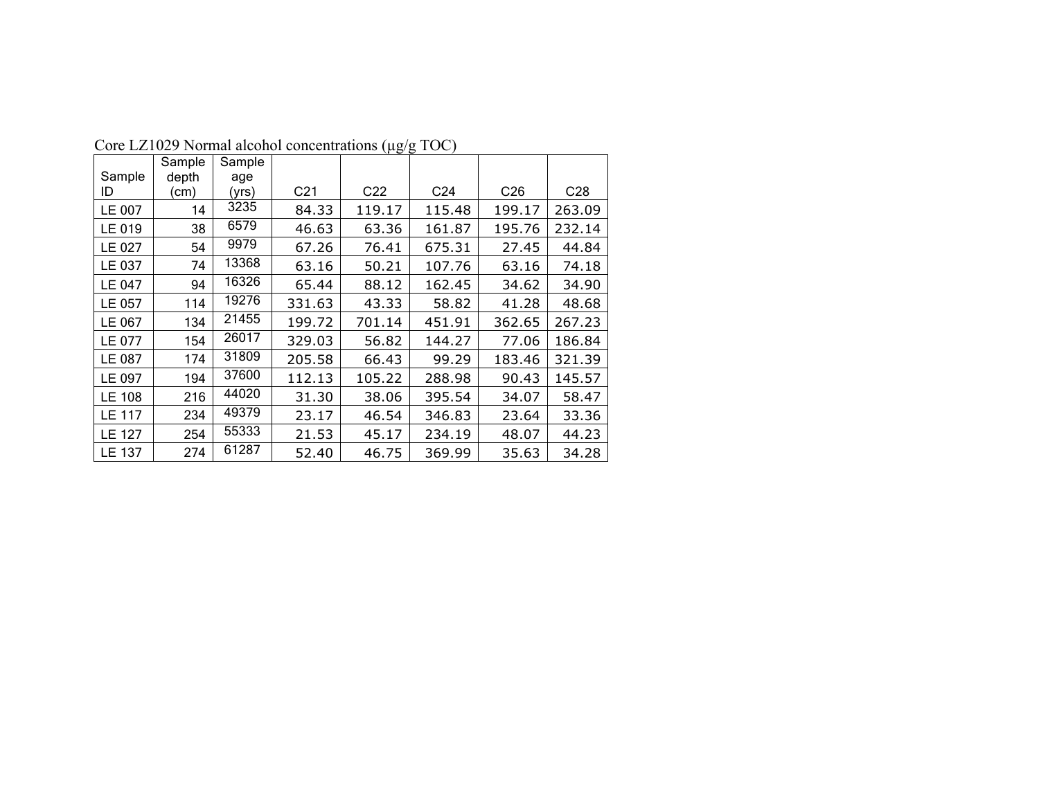Core LZ1029 Normal alcohol concentrations (µg/g TOC)

| Sample ID | Sample depth (cm) | Sample age (yrs) | C21 | C22 | C24 | C26 | C28 |
|---|---|---|---|---|---|---|---|
| LE 007 | 14 | 3235 | 84.33 | 119.17 | 115.48 | 199.17 | 263.09 |
| LE 019 | 38 | 6579 | 46.63 | 63.36 | 161.87 | 195.76 | 232.14 |
| LE 027 | 54 | 9979 | 67.26 | 76.41 | 675.31 | 27.45 | 44.84 |
| LE 037 | 74 | 13368 | 63.16 | 50.21 | 107.76 | 63.16 | 74.18 |
| LE 047 | 94 | 16326 | 65.44 | 88.12 | 162.45 | 34.62 | 34.90 |
| LE 057 | 114 | 19276 | 331.63 | 43.33 | 58.82 | 41.28 | 48.68 |
| LE 067 | 134 | 21455 | 199.72 | 701.14 | 451.91 | 362.65 | 267.23 |
| LE 077 | 154 | 26017 | 329.03 | 56.82 | 144.27 | 77.06 | 186.84 |
| LE 087 | 174 | 31809 | 205.58 | 66.43 | 99.29 | 183.46 | 321.39 |
| LE 097 | 194 | 37600 | 112.13 | 105.22 | 288.98 | 90.43 | 145.57 |
| LE 108 | 216 | 44020 | 31.30 | 38.06 | 395.54 | 34.07 | 58.47 |
| LE 117 | 234 | 49379 | 23.17 | 46.54 | 346.83 | 23.64 | 33.36 |
| LE 127 | 254 | 55333 | 21.53 | 45.17 | 234.19 | 48.07 | 44.23 |
| LE 137 | 274 | 61287 | 52.40 | 46.75 | 369.99 | 35.63 | 34.28 |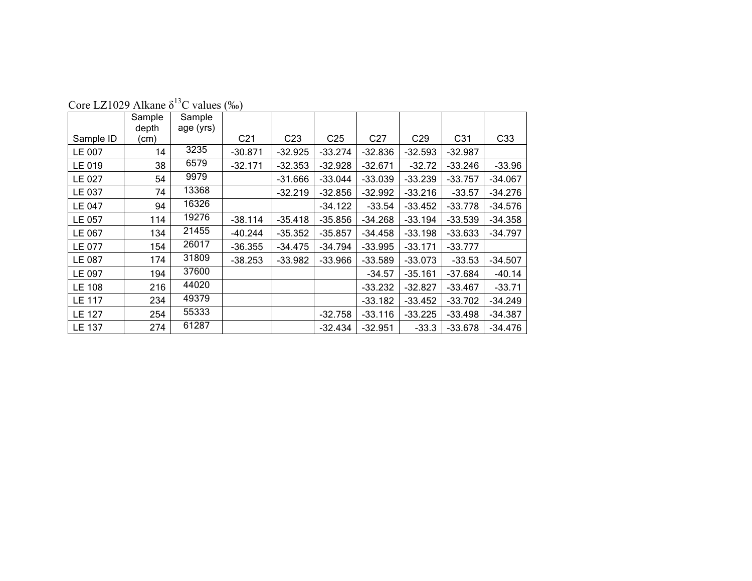Core LZ1029 Alkane $\delta^{13}C$ values (‰)

| Sample ID | Sample depth (cm) | Sample age (yrs) | C21 | C23 | C25 | C27 | C29 | C31 | C33 |
|---|---|---|---|---|---|---|---|---|---|
| LE 007 | 14 | 3235 | -30.871 | -32.925 | -33.274 | -32.836 | -32.593 | -32.987 | |
| LE 019 | 38 | 6579 | -32.171 | -32.353 | -32.928 | -32.671 | -32.72 | -33.246 | -33.96 |
| LE 027 | 54 | 9979 | | -31.666 | -33.044 | -33.039 | -33.239 | -33.757 | -34.067 |
| LE 037 | 74 | 13368 | | -32.219 | -32.856 | -32.992 | -33.216 | -33.57 | -34.276 |
| LE 047 | 94 | 16326 | | | -34.122 | -33.54 | -33.452 | -33.778 | -34.576 |
| LE 057 | 114 | 19276 | -38.114 | -35.418 | -35.856 | -34.268 | -33.194 | -33.539 | -34.358 |
| LE 067 | 134 | 21455 | -40.244 | -35.352 | -35.857 | -34.458 | -33.198 | -33.633 | -34.797 |
| LE 077 | 154 | 26017 | -36.355 | -34.475 | -34.794 | -33.995 | -33.171 | -33.777 | |
| LE 087 | 174 | 31809 | -38.253 | -33.982 | -33.966 | -33.589 | -33.073 | -33.53 | -34.507 |
| LE 097 | 194 | 37600 | | | | -34.57 | -35.161 | -37.684 | -40.14 |
| LE 108 | 216 | 44020 | | | | -33.232 | -32.827 | -33.467 | -33.71 |
| LE 117 | 234 | 49379 | | | | -33.182 | -33.452 | -33.702 | -34.249 |
| LE 127 | 254 | 55333 | | | -32.758 | -33.116 | -33.225 | -33.498 | -34.387 |
| LE 137 | 274 | 61287 | | | -32.434 | -32.951 | -33.3 | -33.678 | -34.476 |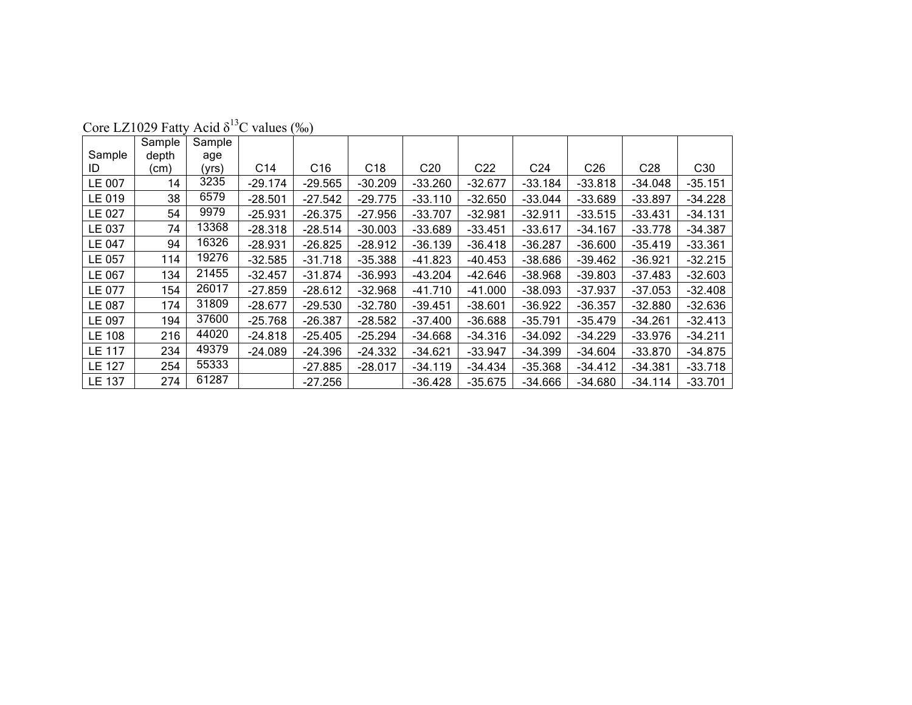Core LZ1029 Fatty Acid $\delta^{13}C$ values (‰)

| Sample ID | Sample depth (cm) | Sample age (yrs) | C14 | C16 | C18 | C20 | C22 | C24 | C26 | C28 | C30 |
|---|---|---|---|---|---|---|---|---|---|---|---|
| LE 007 | 14 | 3235 | -29.174 | -29.565 | -30.209 | -33.260 | -32.677 | -33.184 | -33.818 | -34.048 | -35.151 |
| LE 019 | 38 | 6579 | -28.501 | -27.542 | -29.775 | -33.110 | -32.650 | -33.044 | -33.689 | -33.897 | -34.228 |
| LE 027 | 54 | 9979 | -25.931 | -26.375 | -27.956 | -33.707 | -32.981 | -32.911 | -33.515 | -33.431 | -34.131 |
| LE 037 | 74 | 13368 | -28.318 | -28.514 | -30.003 | -33.689 | -33.451 | -33.617 | -34.167 | -33.778 | -34.387 |
| LE 047 | 94 | 16326 | -28.931 | -26.825 | -28.912 | -36.139 | -36.418 | -36.287 | -36.600 | -35.419 | -33.361 |
| LE 057 | 114 | 19276 | -32.585 | -31.718 | -35.388 | -41.823 | -40.453 | -38.686 | -39.462 | -36.921 | -32.215 |
| LE 067 | 134 | 21455 | -32.457 | -31.874 | -36.993 | -43.204 | -42.646 | -38.968 | -39.803 | -37.483 | -32.603 |
| LE 077 | 154 | 26017 | -27.859 | -28.612 | -32.968 | -41.710 | -41.000 | -38.093 | -37.937 | -37.053 | -32.408 |
| LE 087 | 174 | 31809 | -28.677 | -29.530 | -32.780 | -39.451 | -38.601 | -36.922 | -36.357 | -32.880 | -32.636 |
| LE 097 | 194 | 37600 | -25.768 | -26.387 | -28.582 | -37.400 | -36.688 | -35.791 | -35.479 | -34.261 | -32.413 |
| LE 108 | 216 | 44020 | -24.818 | -25.405 | -25.294 | -34.668 | -34.316 | -34.092 | -34.229 | -33.976 | -34.211 |
| LE 117 | 234 | 49379 | -24.089 | -24.396 | -24.332 | -34.621 | -33.947 | -34.399 | -34.604 | -33.870 | -34.875 |
| LE 127 | 254 | 55333 | | -27.885 | -28.017 | -34.119 | -34.434 | -35.368 | -34.412 | -34.381 | -33.718 |
| LE 137 | 274 | 61287 | | -27.256 | | -36.428 | -35.675 | -34.666 | -34.680 | -34.114 | -33.701 |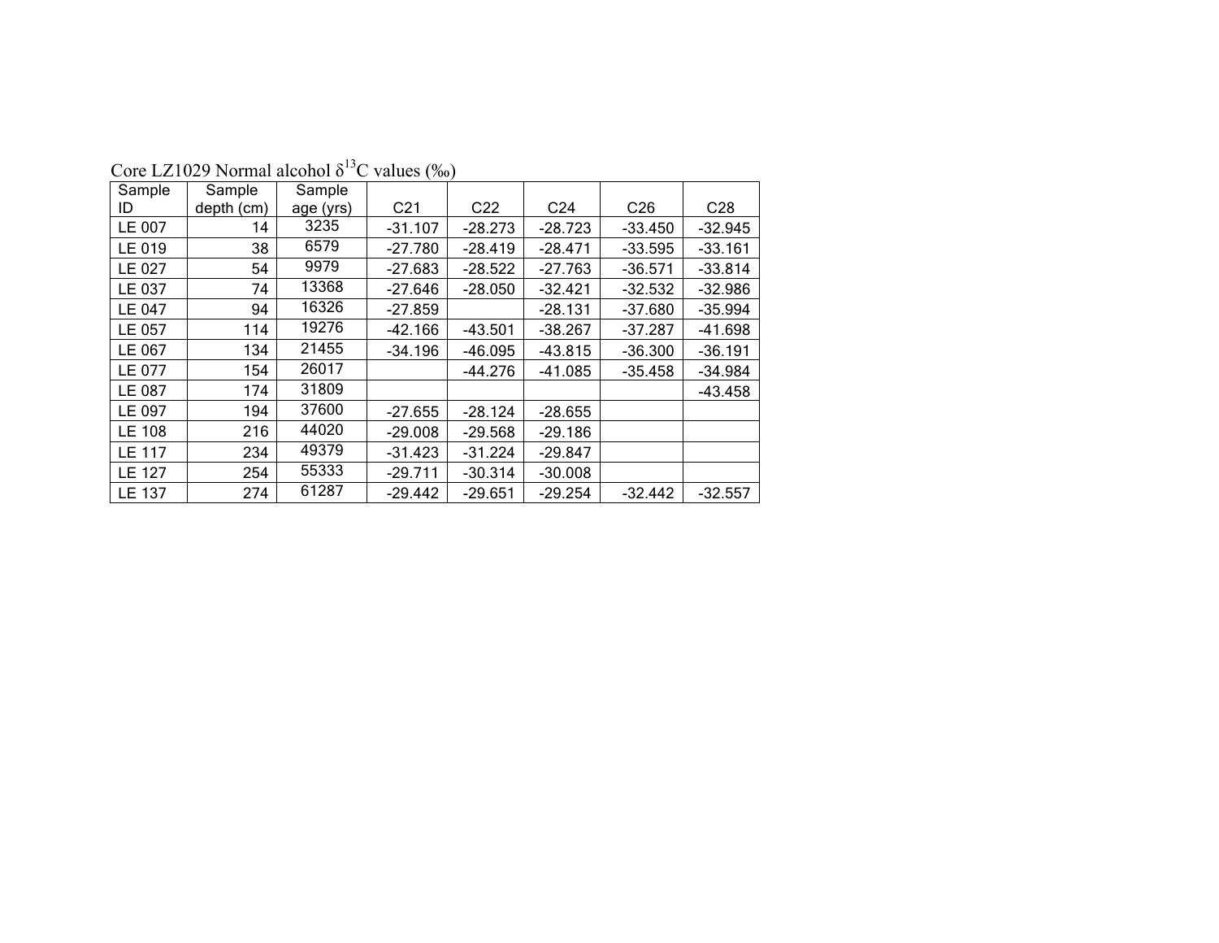Core LZ1029 Normal alcohol $\delta^{13}C$ values (‰)

| Sample ID | Sample depth (cm) | Sample age (yrs) | C21 | C22 | C24 | C26 | C28 |
|---|---|---|---|---|---|---|---|
| LE 007 | 14 | 3235 | -31.107 | -28.273 | -28.723 | -33.450 | -32.945 |
| LE 019 | 38 | 6579 | -27.780 | -28.419 | -28.471 | -33.595 | -33.161 |
| LE 027 | 54 | 9979 | -27.683 | -28.522 | -27.763 | -36.571 | -33.814 |
| LE 037 | 74 | 13368 | -27.646 | -28.050 | -32.421 | -32.532 | -32.986 |
| LE 047 | 94 | 16326 | -27.859 | | -28.131 | -37.680 | -35.994 |
| LE 057 | 114 | 19276 | -42.166 | -43.501 | -38.267 | -37.287 | -41.698 |
| LE 067 | 134 | 21455 | -34.196 | -46.095 | -43.815 | -36.300 | -36.191 |
| LE 077 | 154 | 26017 | | -44.276 | -41.085 | -35.458 | -34.984 |
| LE 087 | 174 | 31809 | | | | | -43.458 |
| LE 097 | 194 | 37600 | -27.655 | -28.124 | -28.655 | | |
| LE 108 | 216 | 44020 | -29.008 | -29.568 | -29.186 | | |
| LE 117 | 234 | 49379 | -31.423 | -31.224 | -29.847 | | |
| LE 127 | 254 | 55333 | -29.711 | -30.314 | -30.008 | | |
| LE 137 | 274 | 61287 | -29.442 | -29.651 | -29.254 | -32.442 | -32.557 |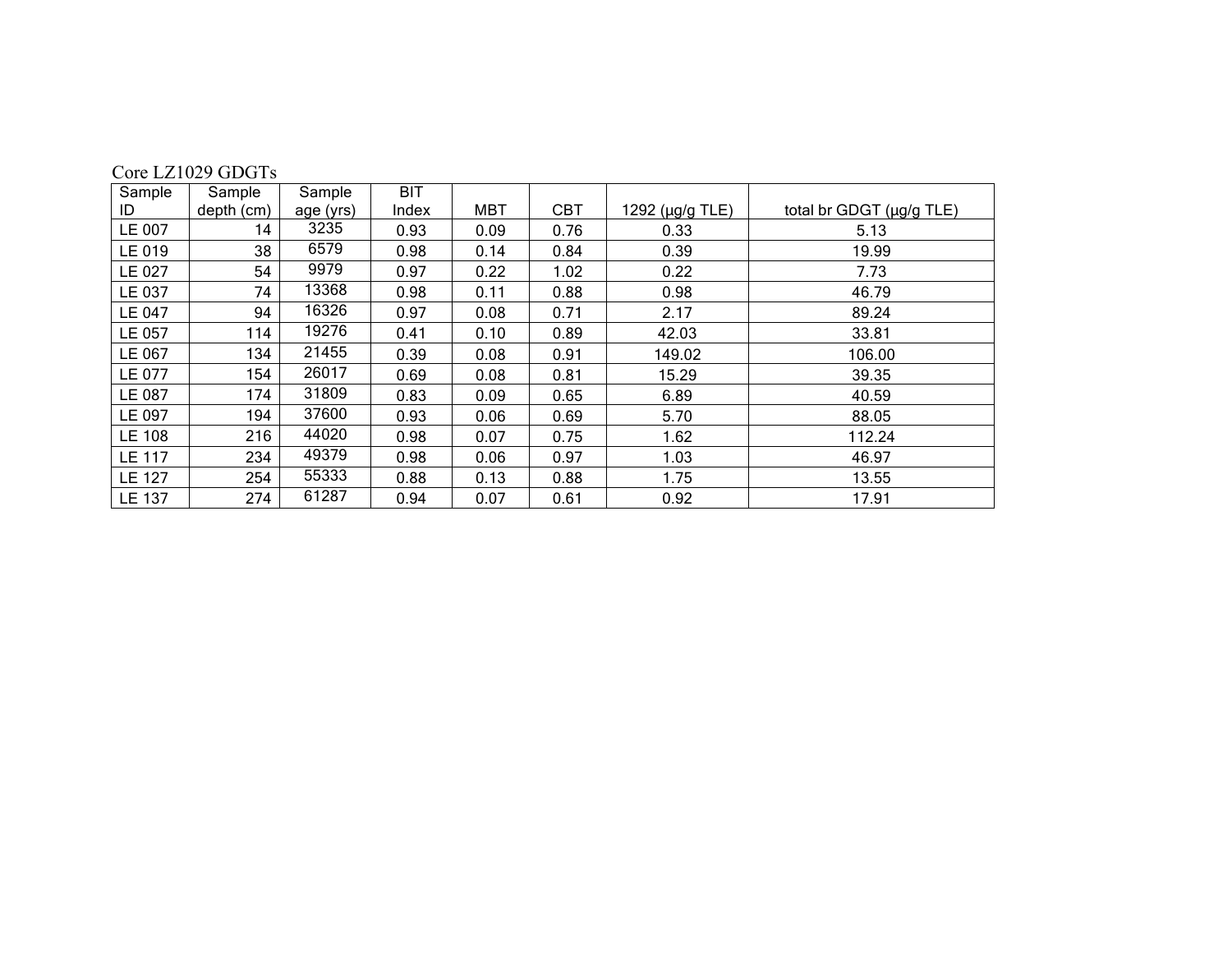Core LZ1029 GDGTs

| Sample ID | Sample depth (cm) | Sample age (yrs) | BIT Index | MBT | CBT | 1292 (μg/g TLE) | total br GDGT (μg/g TLE) |
|---|---|---|---|---|---|---|---|
| LE 007 | 14 | 3235 | 0.93 | 0.09 | 0.76 | 0.33 | 5.13 |
| LE 019 | 38 | 6579 | 0.98 | 0.14 | 0.84 | 0.39 | 19.99 |
| LE 027 | 54 | 9979 | 0.97 | 0.22 | 1.02 | 0.22 | 7.73 |
| LE 037 | 74 | 13368 | 0.98 | 0.11 | 0.88 | 0.98 | 46.79 |
| LE 047 | 94 | 16326 | 0.97 | 0.08 | 0.71 | 2.17 | 89.24 |
| LE 057 | 114 | 19276 | 0.41 | 0.10 | 0.89 | 42.03 | 33.81 |
| LE 067 | 134 | 21455 | 0.39 | 0.08 | 0.91 | 149.02 | 106.00 |
| LE 077 | 154 | 26017 | 0.69 | 0.08 | 0.81 | 15.29 | 39.35 |
| LE 087 | 174 | 31809 | 0.83 | 0.09 | 0.65 | 6.89 | 40.59 |
| LE 097 | 194 | 37600 | 0.93 | 0.06 | 0.69 | 5.70 | 88.05 |
| LE 108 | 216 | 44020 | 0.98 | 0.07 | 0.75 | 1.62 | 112.24 |
| LE 117 | 234 | 49379 | 0.98 | 0.06 | 0.97 | 1.03 | 46.97 |
| LE 127 | 254 | 55333 | 0.88 | 0.13 | 0.88 | 1.75 | 13.55 |
| LE 137 | 274 | 61287 | 0.94 | 0.07 | 0.61 | 0.92 | 17.91 |